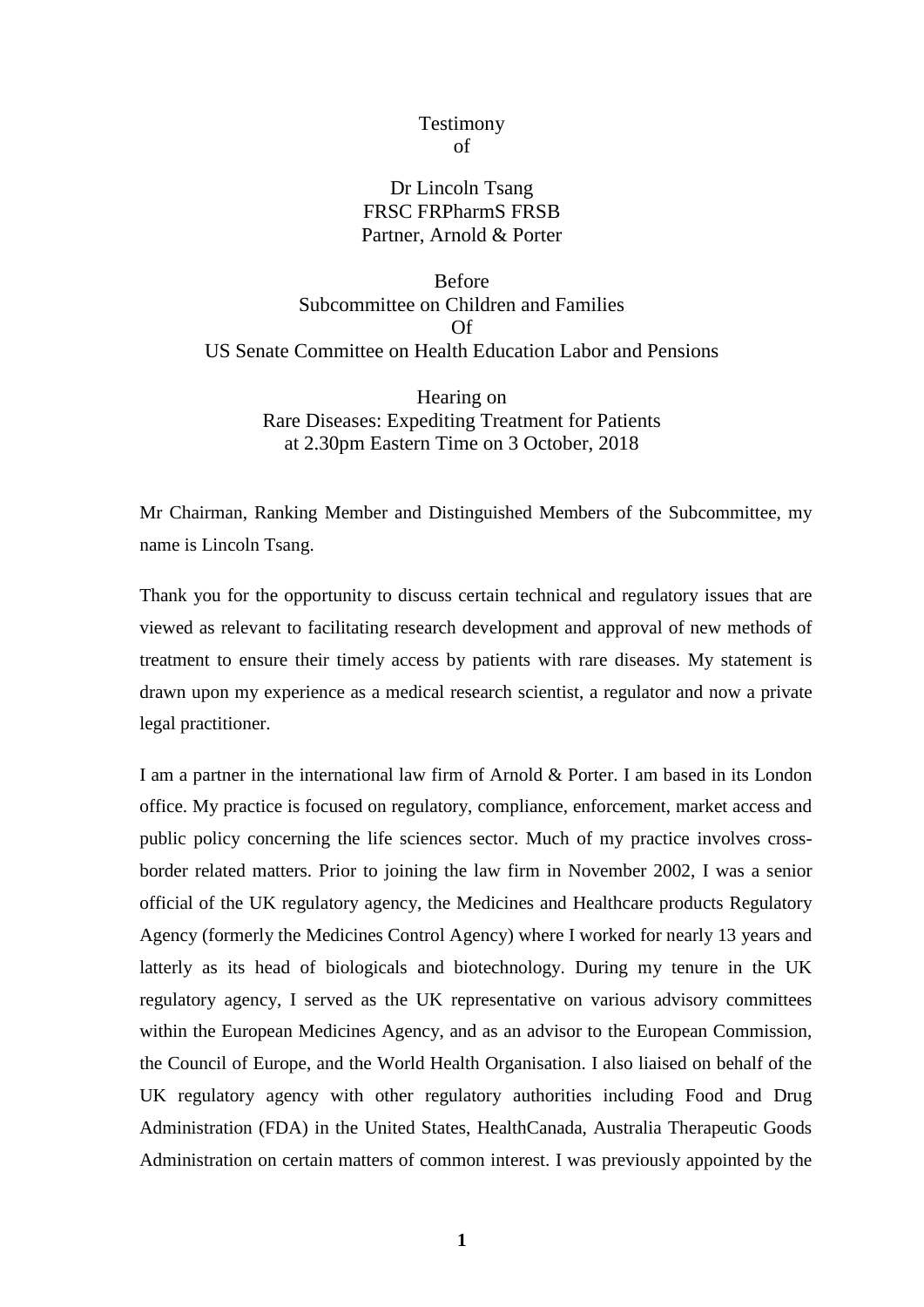Testimony
of

Dr Lincoln Tsang
FRSC FRPharmS FRSB
Partner, Arnold & Porter

Before
Subcommittee on Children and Families
Of
US Senate Committee on Health Education Labor and Pensions

Hearing on
Rare Diseases: Expediting Treatment for Patients
at 2.30pm Eastern Time on 3 October, 2018

Mr Chairman, Ranking Member and Distinguished Members of the Subcommittee, my name is Lincoln Tsang.

Thank you for the opportunity to discuss certain technical and regulatory issues that are viewed as relevant to facilitating research development and approval of new methods of treatment to ensure their timely access by patients with rare diseases. My statement is drawn upon my experience as a medical research scientist, a regulator and now a private legal practitioner.

I am a partner in the international law firm of Arnold & Porter. I am based in its London office. My practice is focused on regulatory, compliance, enforcement, market access and public policy concerning the life sciences sector. Much of my practice involves cross-border related matters. Prior to joining the law firm in November 2002, I was a senior official of the UK regulatory agency, the Medicines and Healthcare products Regulatory Agency (formerly the Medicines Control Agency) where I worked for nearly 13 years and latterly as its head of biologicals and biotechnology. During my tenure in the UK regulatory agency, I served as the UK representative on various advisory committees within the European Medicines Agency, and as an advisor to the European Commission, the Council of Europe, and the World Health Organisation. I also liaised on behalf of the UK regulatory agency with other regulatory authorities including Food and Drug Administration (FDA) in the United States, HealthCanada, Australia Therapeutic Goods Administration on certain matters of common interest. I was previously appointed by the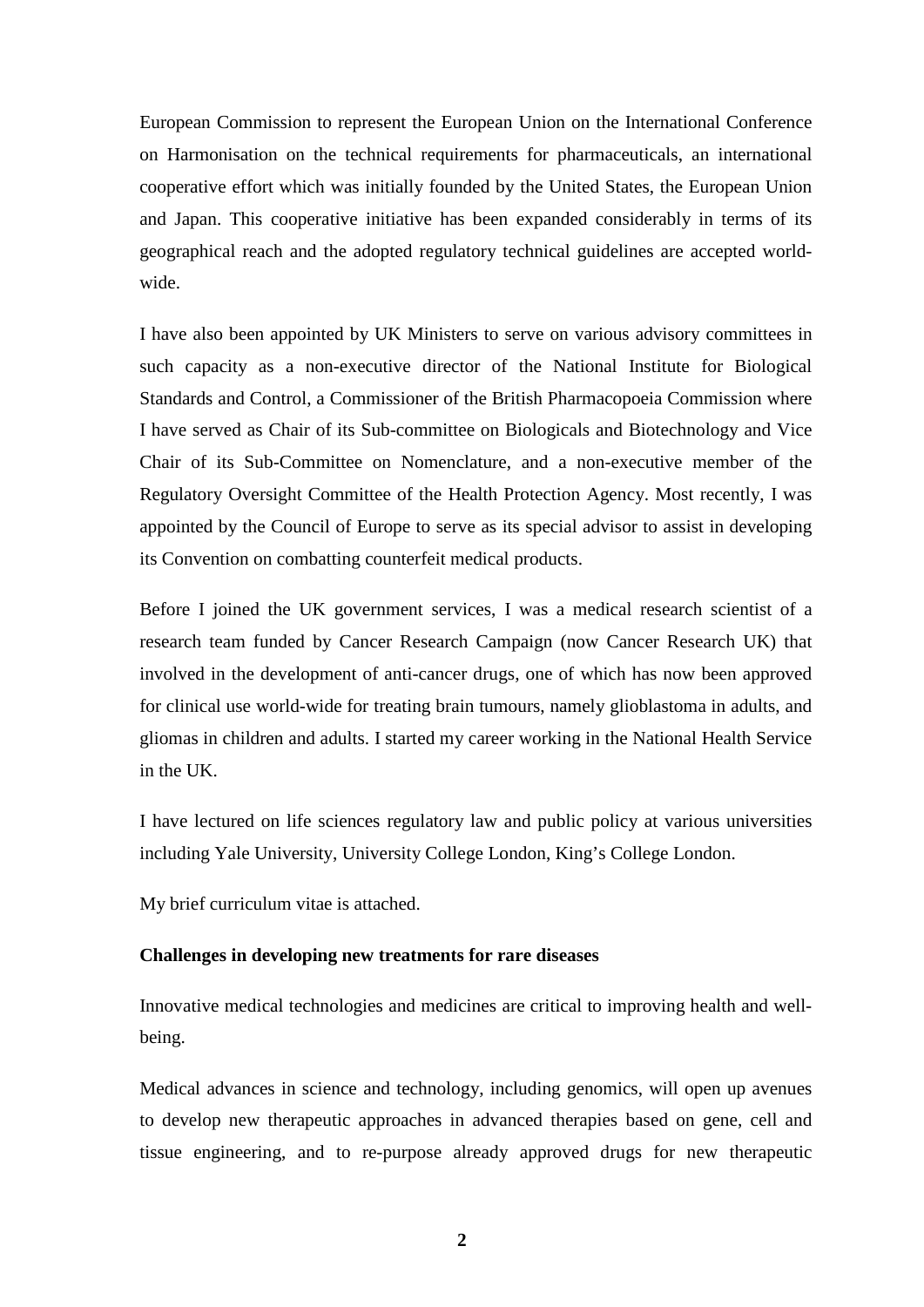European Commission to represent the European Union on the International Conference on Harmonisation on the technical requirements for pharmaceuticals, an international cooperative effort which was initially founded by the United States, the European Union and Japan. This cooperative initiative has been expanded considerably in terms of its geographical reach and the adopted regulatory technical guidelines are accepted world-wide.

I have also been appointed by UK Ministers to serve on various advisory committees in such capacity as a non-executive director of the National Institute for Biological Standards and Control, a Commissioner of the British Pharmacopoeia Commission where I have served as Chair of its Sub-committee on Biologicals and Biotechnology and Vice Chair of its Sub-Committee on Nomenclature, and a non-executive member of the Regulatory Oversight Committee of the Health Protection Agency. Most recently, I was appointed by the Council of Europe to serve as its special advisor to assist in developing its Convention on combatting counterfeit medical products.

Before I joined the UK government services, I was a medical research scientist of a research team funded by Cancer Research Campaign (now Cancer Research UK) that involved in the development of anti-cancer drugs, one of which has now been approved for clinical use world-wide for treating brain tumours, namely glioblastoma in adults, and gliomas in children and adults. I started my career working in the National Health Service in the UK.

I have lectured on life sciences regulatory law and public policy at various universities including Yale University, University College London, King's College London.

My brief curriculum vitae is attached.

**Challenges in developing new treatments for rare diseases**

Innovative medical technologies and medicines are critical to improving health and well-being.

Medical advances in science and technology, including genomics, will open up avenues to develop new therapeutic approaches in advanced therapies based on gene, cell and tissue engineering, and to re-purpose already approved drugs for new therapeutic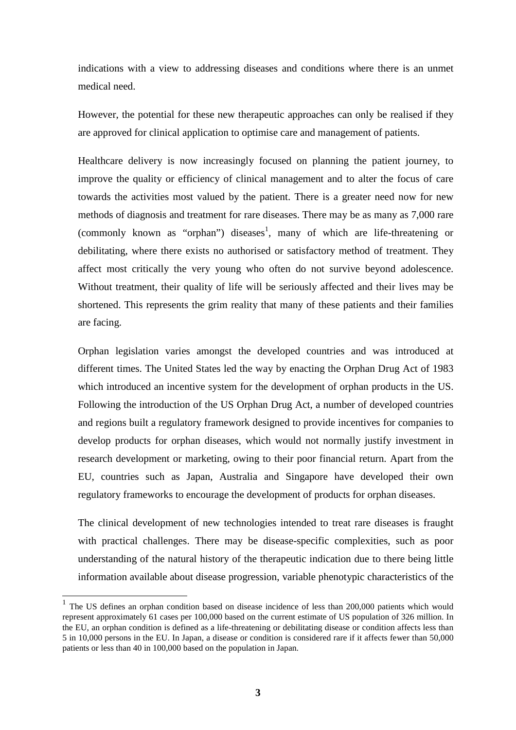indications with a view to addressing diseases and conditions where there is an unmet medical need.

However, the potential for these new therapeutic approaches can only be realised if they are approved for clinical application to optimise care and management of patients.

Healthcare delivery is now increasingly focused on planning the patient journey, to improve the quality or efficiency of clinical management and to alter the focus of care towards the activities most valued by the patient. There is a greater need now for new methods of diagnosis and treatment for rare diseases. There may be as many as 7,000 rare (commonly known as "orphan") diseases[1], many of which are life-threatening or debilitating, where there exists no authorised or satisfactory method of treatment. They affect most critically the very young who often do not survive beyond adolescence. Without treatment, their quality of life will be seriously affected and their lives may be shortened. This represents the grim reality that many of these patients and their families are facing.

Orphan legislation varies amongst the developed countries and was introduced at different times. The United States led the way by enacting the Orphan Drug Act of 1983 which introduced an incentive system for the development of orphan products in the US. Following the introduction of the US Orphan Drug Act, a number of developed countries and regions built a regulatory framework designed to provide incentives for companies to develop products for orphan diseases, which would not normally justify investment in research development or marketing, owing to their poor financial return. Apart from the EU, countries such as Japan, Australia and Singapore have developed their own regulatory frameworks to encourage the development of products for orphan diseases.

The clinical development of new technologies intended to treat rare diseases is fraught with practical challenges. There may be disease-specific complexities, such as poor understanding of the natural history of the therapeutic indication due to there being little information available about disease progression, variable phenotypic characteristics of the

---

[1] The US defines an orphan condition based on disease incidence of less than 200,000 patients which would represent approximately 61 cases per 100,000 based on the current estimate of US population of 326 million. In the EU, an orphan condition is defined as a life-threatening or debilitating disease or condition affects less than 5 in 10,000 persons in the EU. In Japan, a disease or condition is considered rare if it affects fewer than 50,000 patients or less than 40 in 100,000 based on the population in Japan.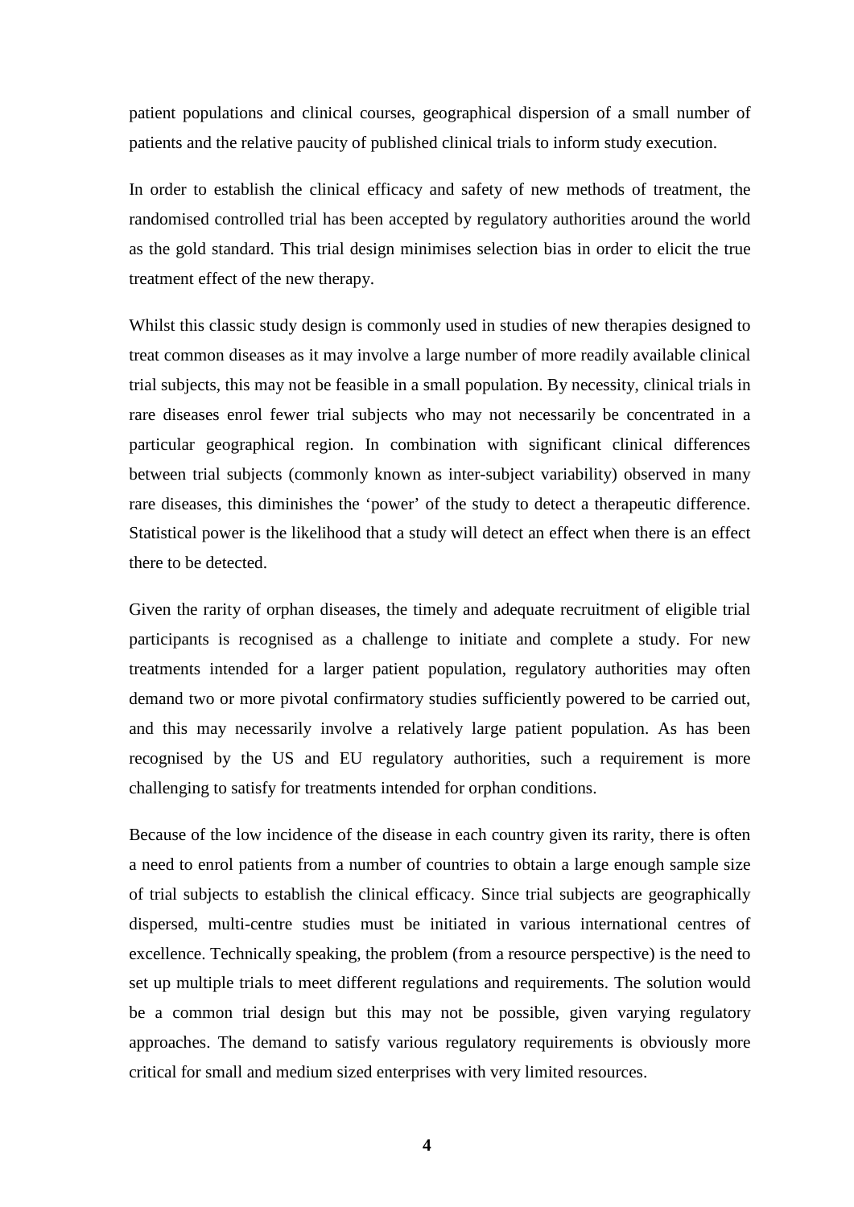patient populations and clinical courses, geographical dispersion of a small number of patients and the relative paucity of published clinical trials to inform study execution.

In order to establish the clinical efficacy and safety of new methods of treatment, the randomised controlled trial has been accepted by regulatory authorities around the world as the gold standard. This trial design minimises selection bias in order to elicit the true treatment effect of the new therapy.

Whilst this classic study design is commonly used in studies of new therapies designed to treat common diseases as it may involve a large number of more readily available clinical trial subjects, this may not be feasible in a small population. By necessity, clinical trials in rare diseases enrol fewer trial subjects who may not necessarily be concentrated in a particular geographical region. In combination with significant clinical differences between trial subjects (commonly known as inter-subject variability) observed in many rare diseases, this diminishes the 'power' of the study to detect a therapeutic difference. Statistical power is the likelihood that a study will detect an effect when there is an effect there to be detected.

Given the rarity of orphan diseases, the timely and adequate recruitment of eligible trial participants is recognised as a challenge to initiate and complete a study. For new treatments intended for a larger patient population, regulatory authorities may often demand two or more pivotal confirmatory studies sufficiently powered to be carried out, and this may necessarily involve a relatively large patient population. As has been recognised by the US and EU regulatory authorities, such a requirement is more challenging to satisfy for treatments intended for orphan conditions.

Because of the low incidence of the disease in each country given its rarity, there is often a need to enrol patients from a number of countries to obtain a large enough sample size of trial subjects to establish the clinical efficacy. Since trial subjects are geographically dispersed, multi-centre studies must be initiated in various international centres of excellence. Technically speaking, the problem (from a resource perspective) is the need to set up multiple trials to meet different regulations and requirements. The solution would be a common trial design but this may not be possible, given varying regulatory approaches. The demand to satisfy various regulatory requirements is obviously more critical for small and medium sized enterprises with very limited resources.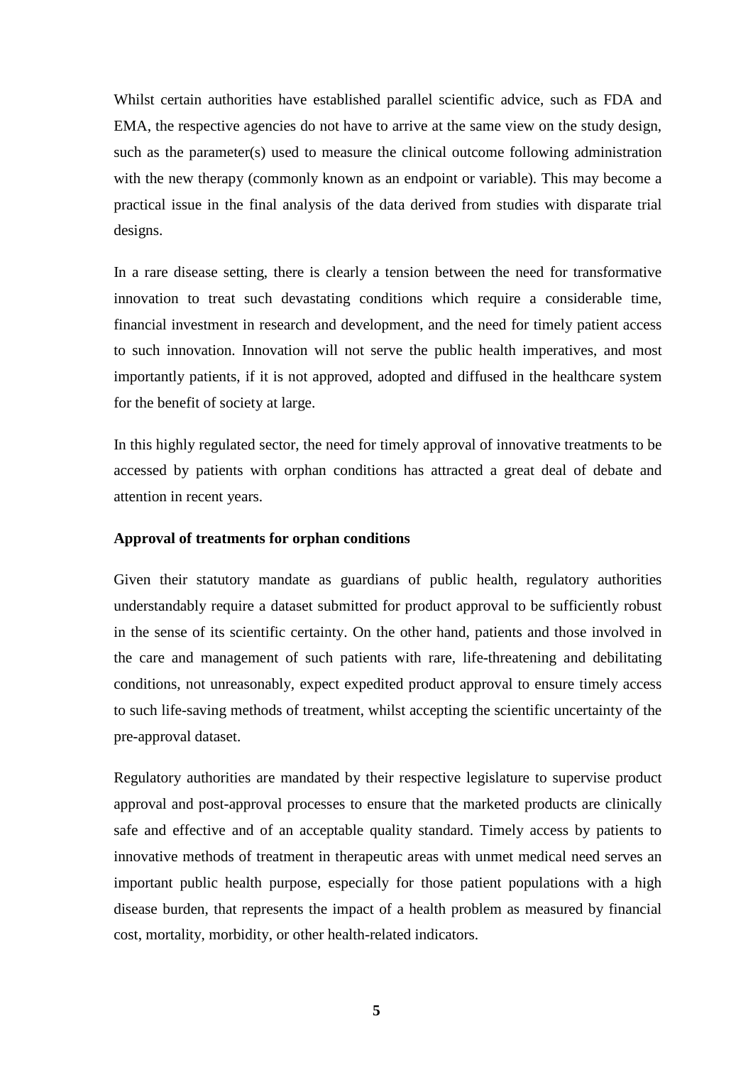Whilst certain authorities have established parallel scientific advice, such as FDA and EMA, the respective agencies do not have to arrive at the same view on the study design, such as the parameter(s) used to measure the clinical outcome following administration with the new therapy (commonly known as an endpoint or variable). This may become a practical issue in the final analysis of the data derived from studies with disparate trial designs.

In a rare disease setting, there is clearly a tension between the need for transformative innovation to treat such devastating conditions which require a considerable time, financial investment in research and development, and the need for timely patient access to such innovation. Innovation will not serve the public health imperatives, and most importantly patients, if it is not approved, adopted and diffused in the healthcare system for the benefit of society at large.

In this highly regulated sector, the need for timely approval of innovative treatments to be accessed by patients with orphan conditions has attracted a great deal of debate and attention in recent years.

**Approval of treatments for orphan conditions**

Given their statutory mandate as guardians of public health, regulatory authorities understandably require a dataset submitted for product approval to be sufficiently robust in the sense of its scientific certainty. On the other hand, patients and those involved in the care and management of such patients with rare, life-threatening and debilitating conditions, not unreasonably, expect expedited product approval to ensure timely access to such life-saving methods of treatment, whilst accepting the scientific uncertainty of the pre-approval dataset.

Regulatory authorities are mandated by their respective legislature to supervise product approval and post-approval processes to ensure that the marketed products are clinically safe and effective and of an acceptable quality standard. Timely access by patients to innovative methods of treatment in therapeutic areas with unmet medical need serves an important public health purpose, especially for those patient populations with a high disease burden, that represents the impact of a health problem as measured by financial cost, mortality, morbidity, or other health-related indicators.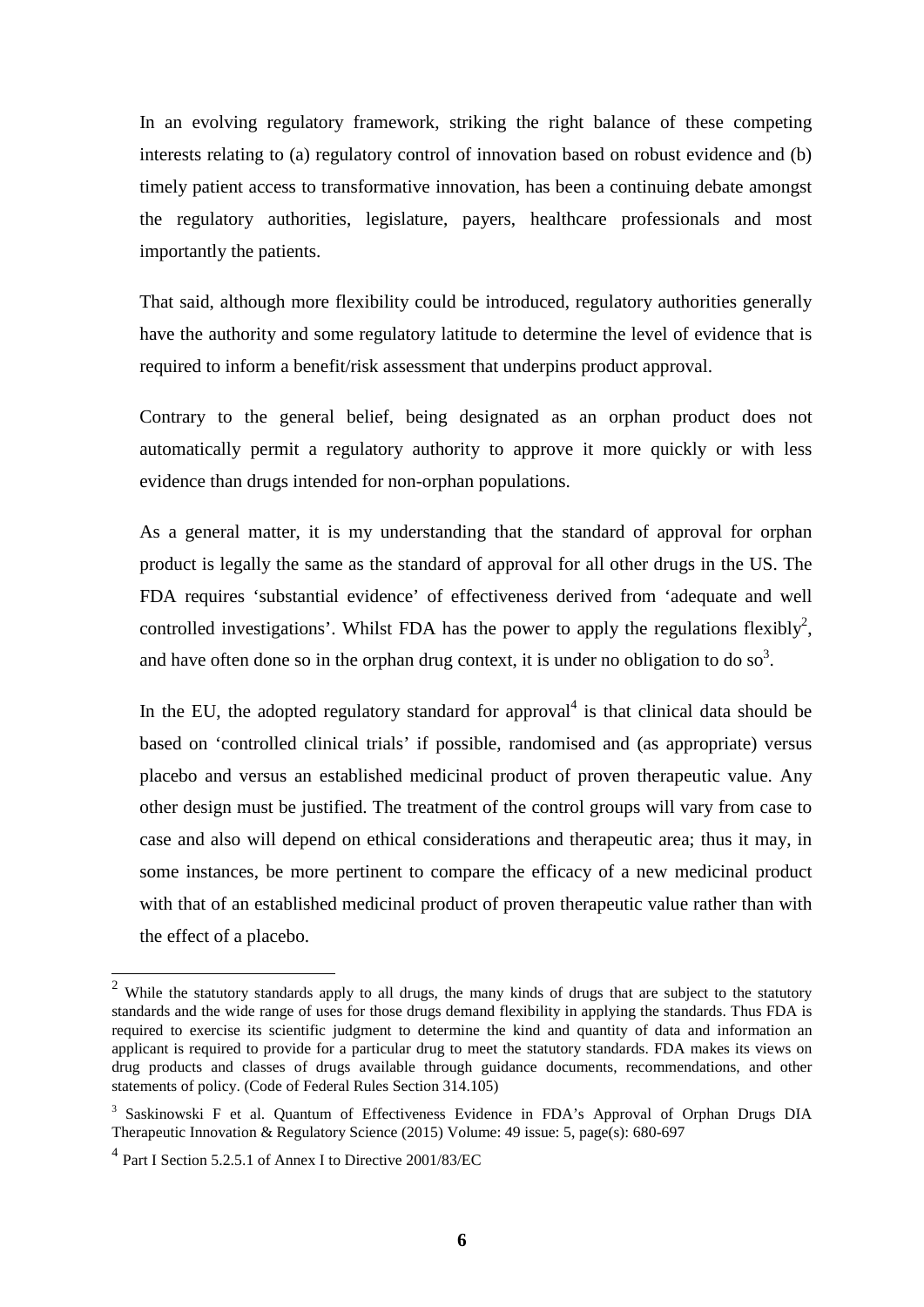In an evolving regulatory framework, striking the right balance of these competing interests relating to (a) regulatory control of innovation based on robust evidence and (b) timely patient access to transformative innovation, has been a continuing debate amongst the regulatory authorities, legislature, payers, healthcare professionals and most importantly the patients.

That said, although more flexibility could be introduced, regulatory authorities generally have the authority and some regulatory latitude to determine the level of evidence that is required to inform a benefit/risk assessment that underpins product approval.

Contrary to the general belief, being designated as an orphan product does not automatically permit a regulatory authority to approve it more quickly or with less evidence than drugs intended for non-orphan populations.

As a general matter, it is my understanding that the standard of approval for orphan product is legally the same as the standard of approval for all other drugs in the US. The FDA requires 'substantial evidence' of effectiveness derived from 'adequate and well controlled investigations'. Whilst FDA has the power to apply the regulations flexibly[2], and have often done so in the orphan drug context, it is under no obligation to do so[3].

In the EU, the adopted regulatory standard for approval[4] is that clinical data should be based on 'controlled clinical trials' if possible, randomised and (as appropriate) versus placebo and versus an established medicinal product of proven therapeutic value. Any other design must be justified. The treatment of the control groups will vary from case to case and also will depend on ethical considerations and therapeutic area; thus it may, in some instances, be more pertinent to compare the efficacy of a new medicinal product with that of an established medicinal product of proven therapeutic value rather than with the effect of a placebo.

---

[2] While the statutory standards apply to all drugs, the many kinds of drugs that are subject to the statutory standards and the wide range of uses for those drugs demand flexibility in applying the standards. Thus FDA is required to exercise its scientific judgment to determine the kind and quantity of data and information an applicant is required to provide for a particular drug to meet the statutory standards. FDA makes its views on drug products and classes of drugs available through guidance documents, recommendations, and other statements of policy. (Code of Federal Rules Section 314.105)

[3] Saskinowski F et al. Quantum of Effectiveness Evidence in FDA's Approval of Orphan Drugs DIA Therapeutic Innovation & Regulatory Science (2015) Volume: 49 issue: 5, page(s): 680-697

[4] Part I Section 5.2.5.1 of Annex I to Directive 2001/83/EC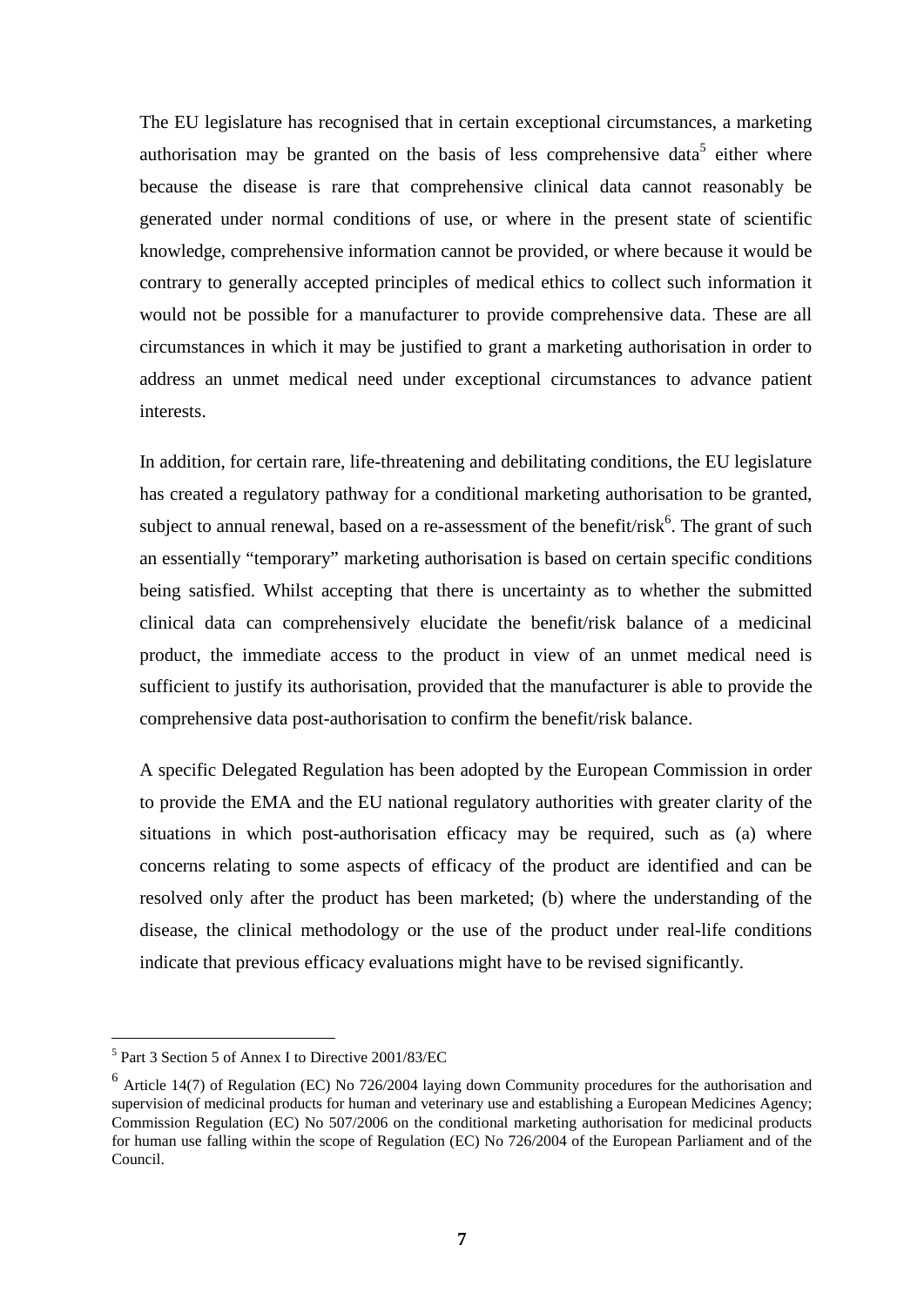The EU legislature has recognised that in certain exceptional circumstances, a marketing authorisation may be granted on the basis of less comprehensive data[5] either where because the disease is rare that comprehensive clinical data cannot reasonably be generated under normal conditions of use, or where in the present state of scientific knowledge, comprehensive information cannot be provided, or where because it would be contrary to generally accepted principles of medical ethics to collect such information it would not be possible for a manufacturer to provide comprehensive data. These are all circumstances in which it may be justified to grant a marketing authorisation in order to address an unmet medical need under exceptional circumstances to advance patient interests.

In addition, for certain rare, life-threatening and debilitating conditions, the EU legislature has created a regulatory pathway for a conditional marketing authorisation to be granted, subject to annual renewal, based on a re-assessment of the benefit/risk[6]. The grant of such an essentially "temporary" marketing authorisation is based on certain specific conditions being satisfied. Whilst accepting that there is uncertainty as to whether the submitted clinical data can comprehensively elucidate the benefit/risk balance of a medicinal product, the immediate access to the product in view of an unmet medical need is sufficient to justify its authorisation, provided that the manufacturer is able to provide the comprehensive data post-authorisation to confirm the benefit/risk balance.

A specific Delegated Regulation has been adopted by the European Commission in order to provide the EMA and the EU national regulatory authorities with greater clarity of the situations in which post-authorisation efficacy may be required, such as (a) where concerns relating to some aspects of efficacy of the product are identified and can be resolved only after the product has been marketed; (b) where the understanding of the disease, the clinical methodology or the use of the product under real-life conditions indicate that previous efficacy evaluations might have to be revised significantly.

---

[5] Part 3 Section 5 of Annex I to Directive 2001/83/EC

[6] Article 14(7) of Regulation (EC) No 726/2004 laying down Community procedures for the authorisation and supervision of medicinal products for human and veterinary use and establishing a European Medicines Agency; Commission Regulation (EC) No 507/2006 on the conditional marketing authorisation for medicinal products for human use falling within the scope of Regulation (EC) No 726/2004 of the European Parliament and of the Council.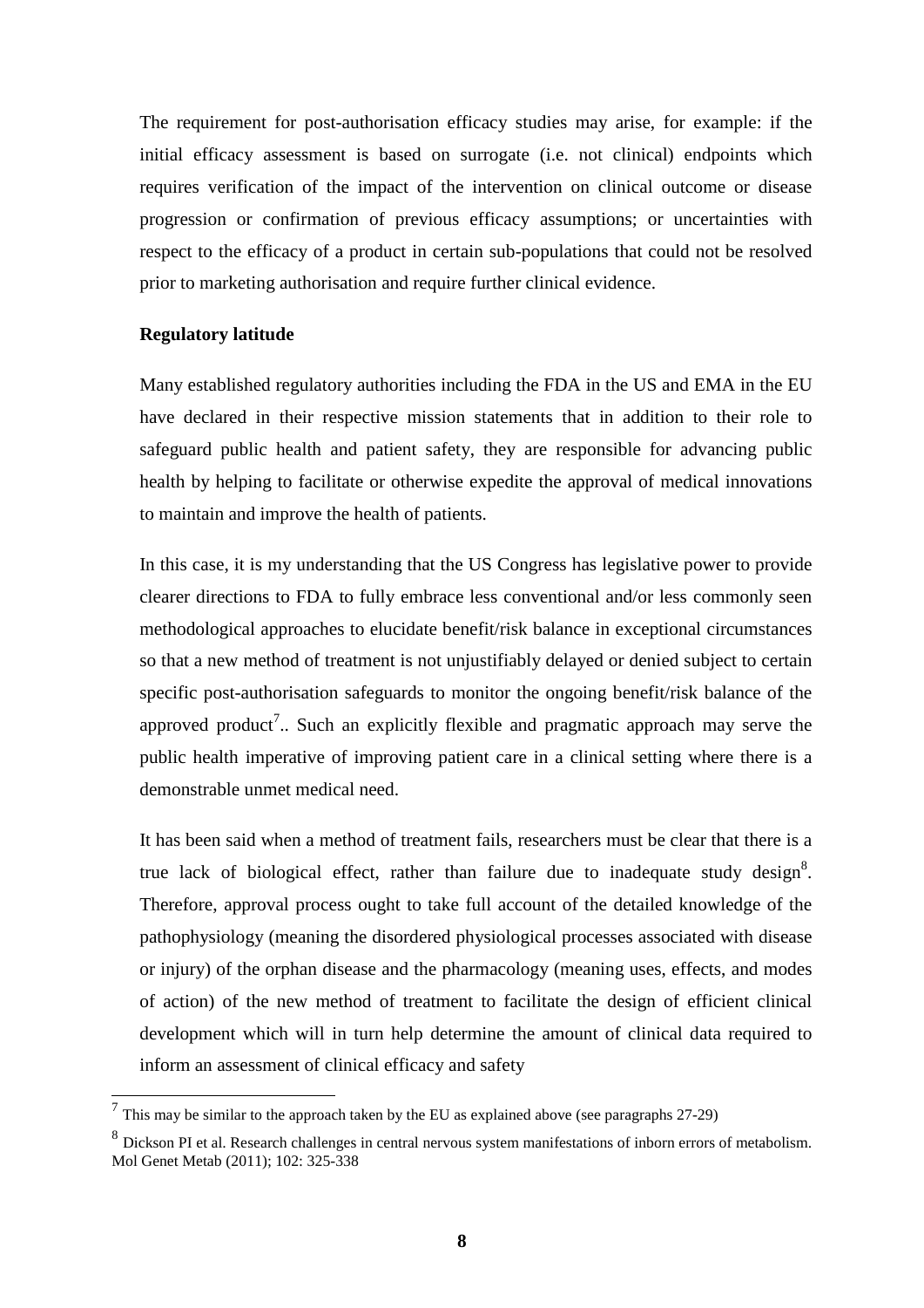The requirement for post-authorisation efficacy studies may arise, for example: if the initial efficacy assessment is based on surrogate (i.e. not clinical) endpoints which requires verification of the impact of the intervention on clinical outcome or disease progression or confirmation of previous efficacy assumptions; or uncertainties with respect to the efficacy of a product in certain sub-populations that could not be resolved prior to marketing authorisation and require further clinical evidence.

**Regulatory latitude**

Many established regulatory authorities including the FDA in the US and EMA in the EU have declared in their respective mission statements that in addition to their role to safeguard public health and patient safety, they are responsible for advancing public health by helping to facilitate or otherwise expedite the approval of medical innovations to maintain and improve the health of patients.

In this case, it is my understanding that the US Congress has legislative power to provide clearer directions to FDA to fully embrace less conventional and/or less commonly seen methodological approaches to elucidate benefit/risk balance in exceptional circumstances so that a new method of treatment is not unjustifiably delayed or denied subject to certain specific post-authorisation safeguards to monitor the ongoing benefit/risk balance of the approved product[7].. Such an explicitly flexible and pragmatic approach may serve the public health imperative of improving patient care in a clinical setting where there is a demonstrable unmet medical need.

It has been said when a method of treatment fails, researchers must be clear that there is a true lack of biological effect, rather than failure due to inadequate study design[8]. Therefore, approval process ought to take full account of the detailed knowledge of the pathophysiology (meaning the disordered physiological processes associated with disease or injury) of the orphan disease and the pharmacology (meaning uses, effects, and modes of action) of the new method of treatment to facilitate the design of efficient clinical development which will in turn help determine the amount of clinical data required to inform an assessment of clinical efficacy and safety

---

[7] This may be similar to the approach taken by the EU as explained above (see paragraphs 27-29)

[8] Dickson PI et al. Research challenges in central nervous system manifestations of inborn errors of metabolism. Mol Genet Metab (2011); 102: 325-338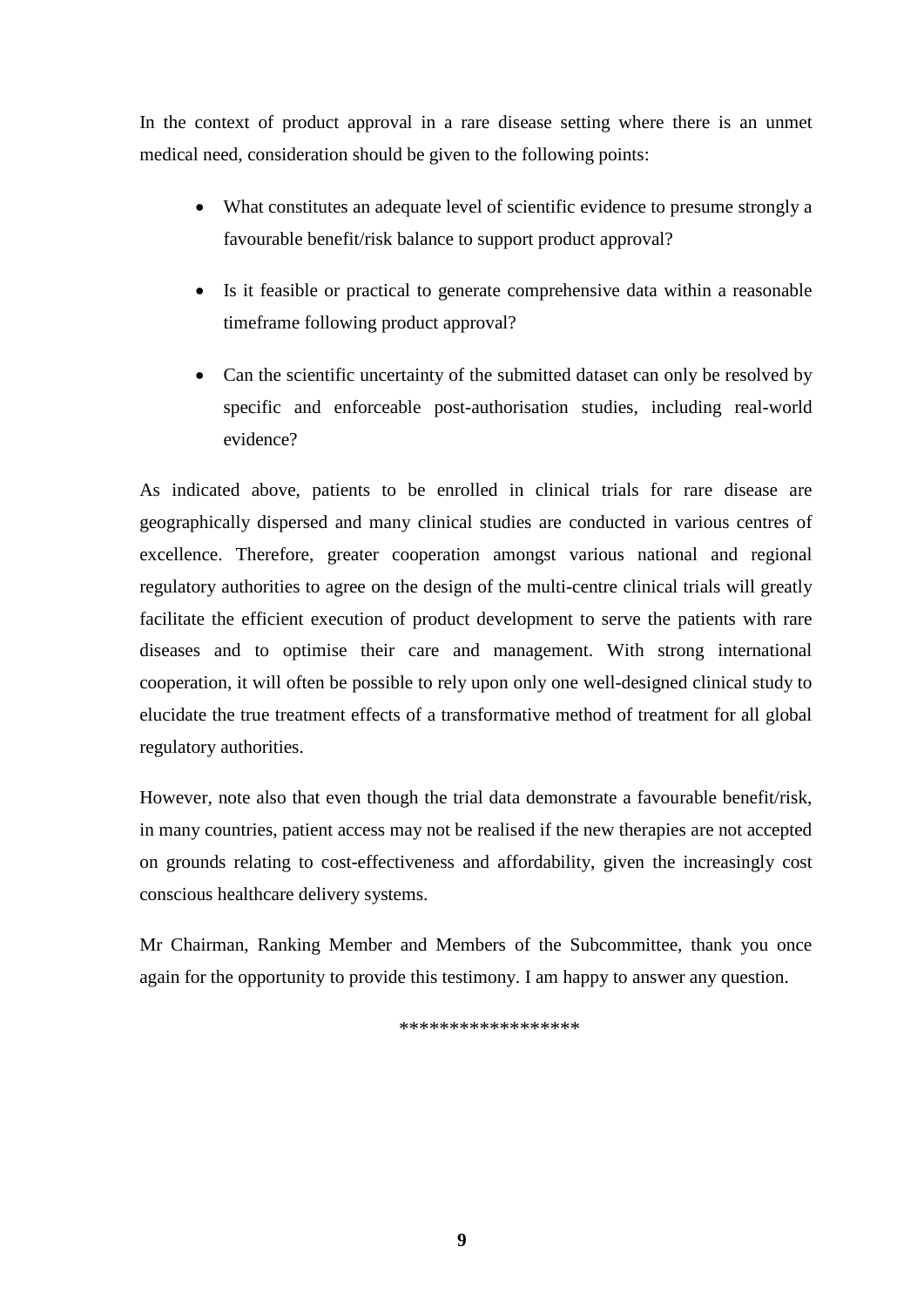In the context of product approval in a rare disease setting where there is an unmet medical need, consideration should be given to the following points:

- What constitutes an adequate level of scientific evidence to presume strongly a favourable benefit/risk balance to support product approval?
- Is it feasible or practical to generate comprehensive data within a reasonable timeframe following product approval?
- Can the scientific uncertainty of the submitted dataset can only be resolved by specific and enforceable post-authorisation studies, including real-world evidence?

As indicated above, patients to be enrolled in clinical trials for rare disease are geographically dispersed and many clinical studies are conducted in various centres of excellence. Therefore, greater cooperation amongst various national and regional regulatory authorities to agree on the design of the multi-centre clinical trials will greatly facilitate the efficient execution of product development to serve the patients with rare diseases and to optimise their care and management. With strong international cooperation, it will often be possible to rely upon only one well-designed clinical study to elucidate the true treatment effects of a transformative method of treatment for all global regulatory authorities.

However, note also that even though the trial data demonstrate a favourable benefit/risk, in many countries, patient access may not be realised if the new therapies are not accepted on grounds relating to cost-effectiveness and affordability, given the increasingly cost conscious healthcare delivery systems.

Mr Chairman, Ranking Member and Members of the Subcommittee, thank you once again for the opportunity to provide this testimony. I am happy to answer any question.

*****************